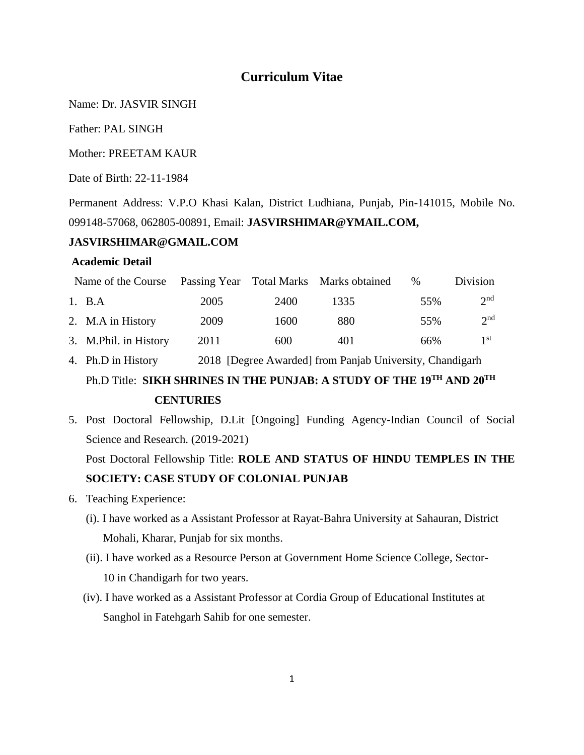# Curriculum Vitae

Name: Dr. JASVIR SINGH

Father: PAL SINGH

Mother: PREETAM KAUR

Date of Birth: 22-11-1984

Permanent Address: V.P.O Khasi Kalan, District Ludhiana, Punjab, Pin-141015, Mobile No. 099148-57068, 062805-00891, Email: **JASVIRSHIMAR@YMAIL.COM, JASVIRSHIMAR@GMAIL.COM**

**Academic Detail**

| Name of the Course | Passing Year | Total Marks | Marks obtained | % | Division |
|---|---|---|---|---|---|
| 1. B.A | 2005 | 2400 | 1335 | 55% | 2nd |
| 2. M.A in History | 2009 | 1600 | 880 | 55% | 2nd |
| 3. M.Phil. in History | 2011 | 600 | 401 | 66% | 1st |

4. Ph.D in History 2018 [Degree Awarded] from Panjab University, Chandigarh

   Ph.D Title: **SIKH SHRINES IN THE PUNJAB: A STUDY OF THE 19TH AND 20TH CENTURIES**

5. Post Doctoral Fellowship, D.Lit [Ongoing] Funding Agency-Indian Council of Social Science and Research. (2019-2021)

   Post Doctoral Fellowship Title: **ROLE AND STATUS OF HINDU TEMPLES IN THE SOCIETY: CASE STUDY OF COLONIAL PUNJAB**

6. Teaching Experience:

   (i). I have worked as a Assistant Professor at Rayat-Bahra University at Sahauran, District Mohali, Kharar, Punjab for six months.

   (ii). I have worked as a Resource Person at Government Home Science College, Sector-10 in Chandigarh for two years.

   (iv). I have worked as a Assistant Professor at Cordia Group of Educational Institutes at Sanghol in Fatehgarh Sahib for one semester.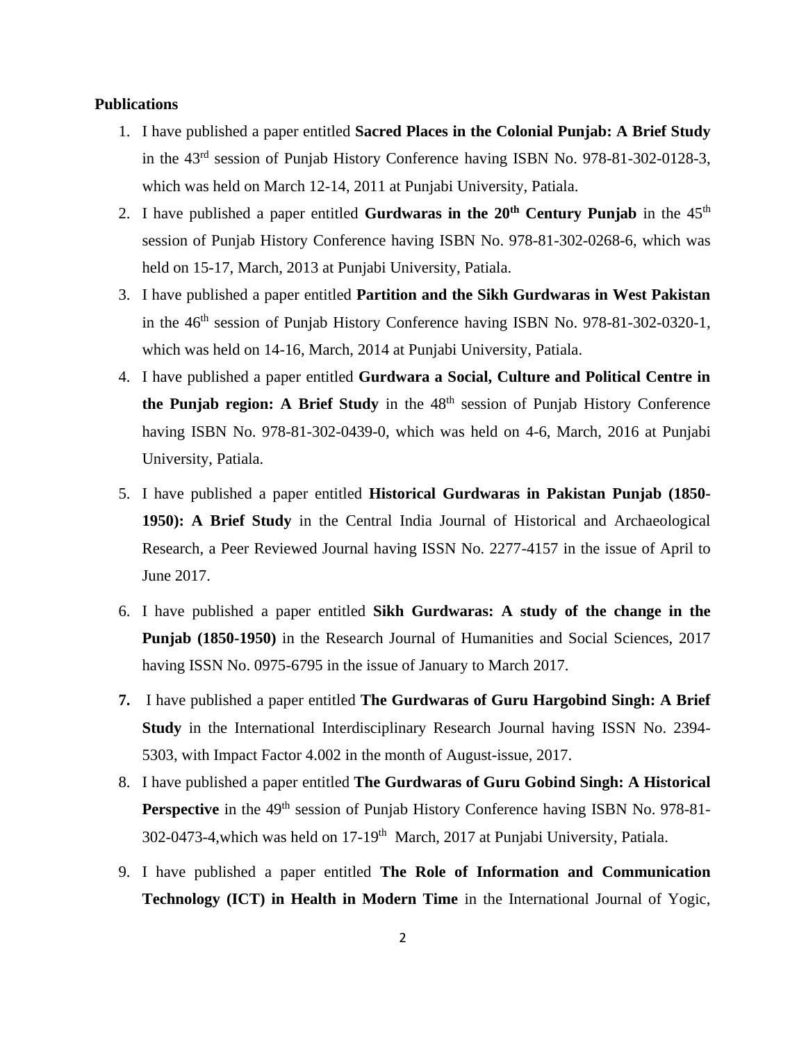**Publications**

1. I have published a paper entitled **Sacred Places in the Colonial Punjab: A Brief Study** in the 43rd session of Punjab History Conference having ISBN No. 978-81-302-0128-3, which was held on March 12-14, 2011 at Punjabi University, Patiala.
2. I have published a paper entitled **Gurdwaras in the 20th Century Punjab** in the 45th session of Punjab History Conference having ISBN No. 978-81-302-0268-6, which was held on 15-17, March, 2013 at Punjabi University, Patiala.
3. I have published a paper entitled **Partition and the Sikh Gurdwaras in West Pakistan** in the 46th session of Punjab History Conference having ISBN No. 978-81-302-0320-1, which was held on 14-16, March, 2014 at Punjabi University, Patiala.
4. I have published a paper entitled **Gurdwara a Social, Culture and Political Centre in the Punjab region: A Brief Study** in the 48th session of Punjab History Conference having ISBN No. 978-81-302-0439-0, which was held on 4-6, March, 2016 at Punjabi University, Patiala.
5. I have published a paper entitled **Historical Gurdwaras in Pakistan Punjab (1850-1950): A Brief Study** in the Central India Journal of Historical and Archaeological Research, a Peer Reviewed Journal having ISSN No. 2277-4157 in the issue of April to June 2017.
6. I have published a paper entitled **Sikh Gurdwaras: A study of the change in the Punjab (1850-1950)** in the Research Journal of Humanities and Social Sciences, 2017 having ISSN No. 0975-6795 in the issue of January to March 2017.
7. I have published a paper entitled **The Gurdwaras of Guru Hargobind Singh: A Brief Study** in the International Interdisciplinary Research Journal having ISSN No. 2394-5303, with Impact Factor 4.002 in the month of August-issue, 2017.
8. I have published a paper entitled **The Gurdwaras of Guru Gobind Singh: A Historical Perspective** in the 49th session of Punjab History Conference having ISBN No. 978-81-302-0473-4,which was held on 17-19th March, 2017 at Punjabi University, Patiala.
9. I have published a paper entitled **The Role of Information and Communication Technology (ICT) in Health in Modern Time** in the International Journal of Yogic,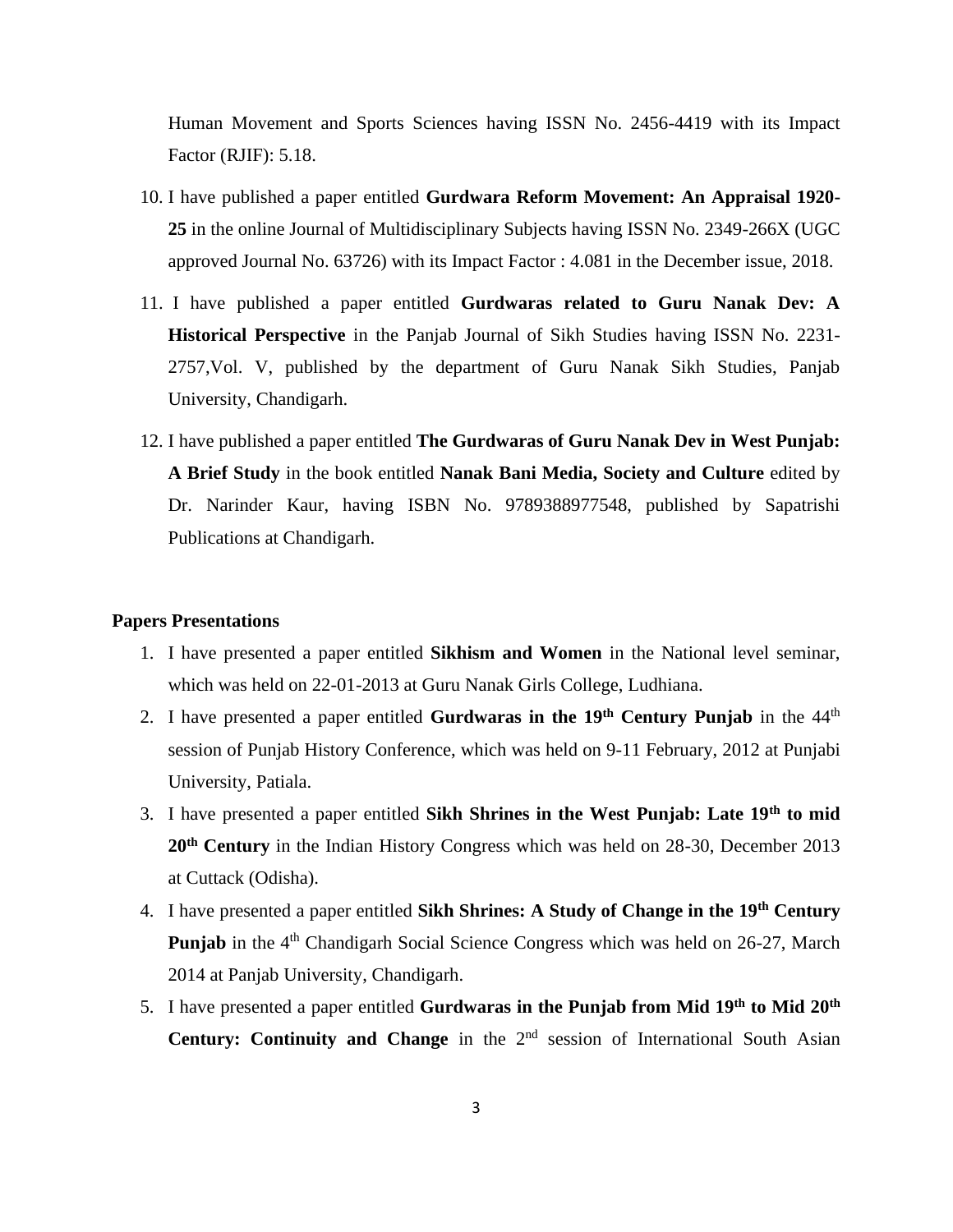Human Movement and Sports Sciences having ISSN No. 2456-4419 with its Impact Factor (RJIF): 5.18.

10. I have published a paper entitled **Gurdwara Reform Movement: An Appraisal 1920-25** in the online Journal of Multidisciplinary Subjects having ISSN No. 2349-266X (UGC approved Journal No. 63726) with its Impact Factor : 4.081 in the December issue, 2018.
11. I have published a paper entitled **Gurdwaras related to Guru Nanak Dev: A Historical Perspective** in the Panjab Journal of Sikh Studies having ISSN No. 2231-2757,Vol. V, published by the department of Guru Nanak Sikh Studies, Panjab University, Chandigarh.
12. I have published a paper entitled **The Gurdwaras of Guru Nanak Dev in West Punjab: A Brief Study** in the book entitled **Nanak Bani Media, Society and Culture** edited by Dr. Narinder Kaur, having ISBN No. 9789388977548, published by Sapatrishi Publications at Chandigarh.

**Papers Presentations**

1. I have presented a paper entitled **Sikhism and Women** in the National level seminar, which was held on 22-01-2013 at Guru Nanak Girls College, Ludhiana.
2. I have presented a paper entitled **Gurdwaras in the 19th Century Punjab** in the 44th session of Punjab History Conference, which was held on 9-11 February, 2012 at Punjabi University, Patiala.
3. I have presented a paper entitled **Sikh Shrines in the West Punjab: Late 19th to mid 20th Century** in the Indian History Congress which was held on 28-30, December 2013 at Cuttack (Odisha).
4. I have presented a paper entitled **Sikh Shrines: A Study of Change in the 19th Century Punjab** in the 4th Chandigarh Social Science Congress which was held on 26-27, March 2014 at Panjab University, Chandigarh.
5. I have presented a paper entitled **Gurdwaras in the Punjab from Mid 19th to Mid 20th Century: Continuity and Change** in the 2nd session of International South Asian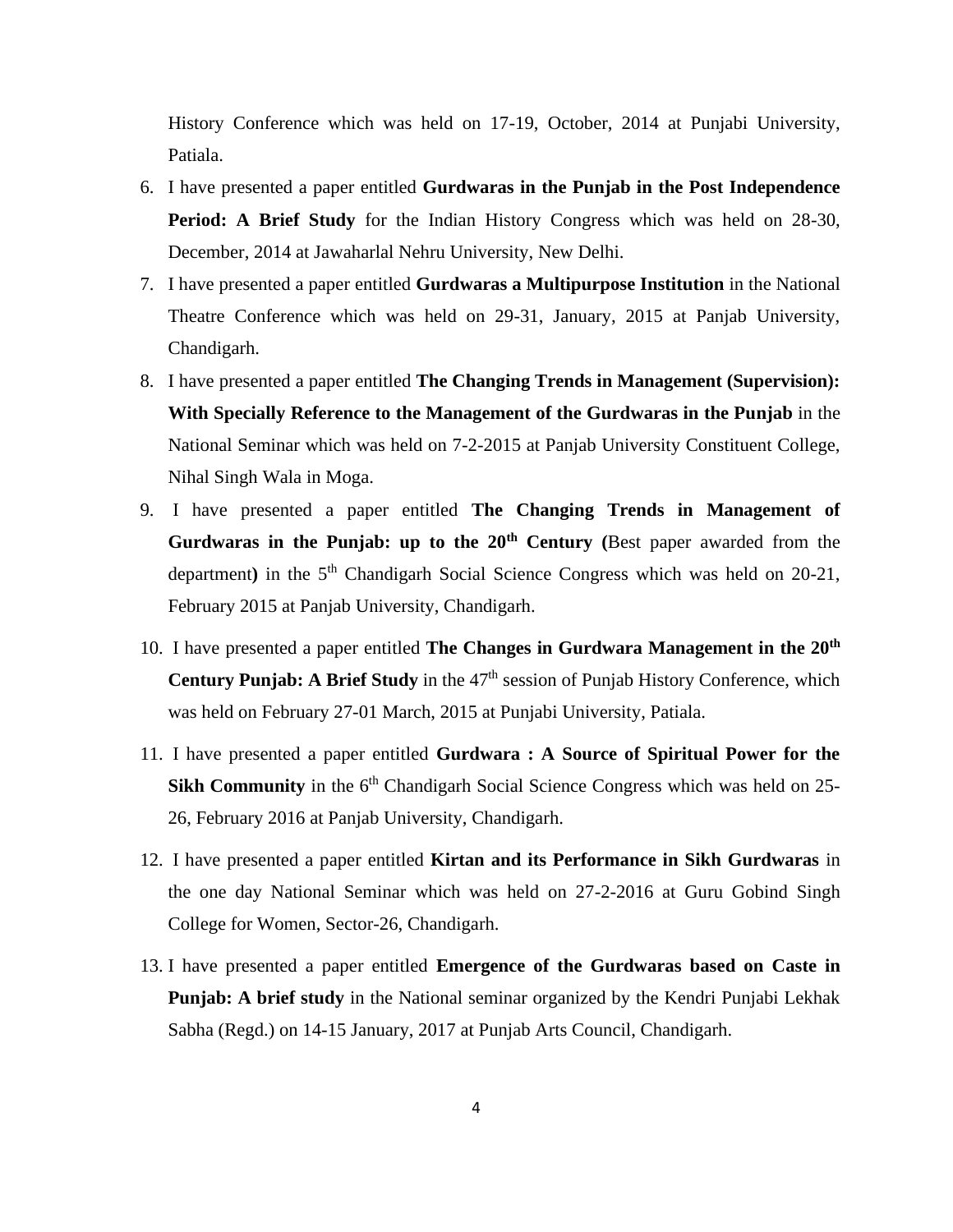History Conference which was held on 17-19, October, 2014 at Punjabi University, Patiala.

6. I have presented a paper entitled **Gurdwaras in the Punjab in the Post Independence Period: A Brief Study** for the Indian History Congress which was held on 28-30, December, 2014 at Jawaharlal Nehru University, New Delhi.
7. I have presented a paper entitled **Gurdwaras a Multipurpose Institution** in the National Theatre Conference which was held on 29-31, January, 2015 at Panjab University, Chandigarh.
8. I have presented a paper entitled **The Changing Trends in Management (Supervision): With Specially Reference to the Management of the Gurdwaras in the Punjab** in the National Seminar which was held on 7-2-2015 at Panjab University Constituent College, Nihal Singh Wala in Moga.
9. I have presented a paper entitled **The Changing Trends in Management of Gurdwaras in the Punjab: up to the 20th Century (**Best paper awarded from the department**)** in the 5th Chandigarh Social Science Congress which was held on 20-21, February 2015 at Panjab University, Chandigarh.
10. I have presented a paper entitled **The Changes in Gurdwara Management in the 20th Century Punjab: A Brief Study** in the 47th session of Punjab History Conference, which was held on February 27-01 March, 2015 at Punjabi University, Patiala.
11. I have presented a paper entitled **Gurdwara : A Source of Spiritual Power for the Sikh Community** in the 6th Chandigarh Social Science Congress which was held on 25-26, February 2016 at Panjab University, Chandigarh.
12. I have presented a paper entitled **Kirtan and its Performance in Sikh Gurdwaras** in the one day National Seminar which was held on 27-2-2016 at Guru Gobind Singh College for Women, Sector-26, Chandigarh.
13. I have presented a paper entitled **Emergence of the Gurdwaras based on Caste in Punjab: A brief study** in the National seminar organized by the Kendri Punjabi Lekhak Sabha (Regd.) on 14-15 January, 2017 at Punjab Arts Council, Chandigarh.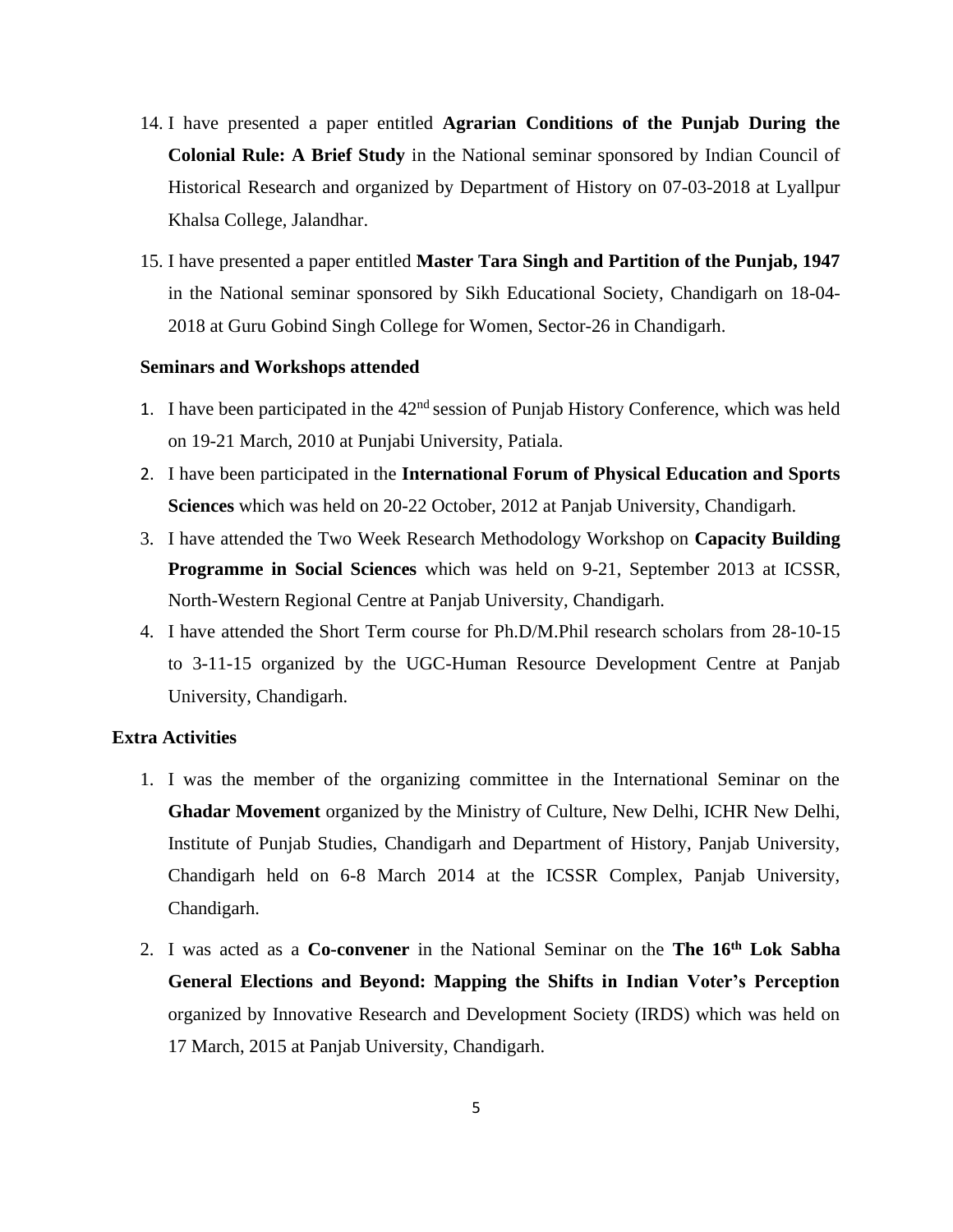14. I have presented a paper entitled **Agrarian Conditions of the Punjab During the Colonial Rule: A Brief Study** in the National seminar sponsored by Indian Council of Historical Research and organized by Department of History on 07-03-2018 at Lyallpur Khalsa College, Jalandhar.

15. I have presented a paper entitled **Master Tara Singh and Partition of the Punjab, 1947** in the National seminar sponsored by Sikh Educational Society, Chandigarh on 18-04-2018 at Guru Gobind Singh College for Women, Sector-26 in Chandigarh.

**Seminars and Workshops attended**

1. I have been participated in the 42nd session of Punjab History Conference, which was held on 19-21 March, 2010 at Punjabi University, Patiala.
2. I have been participated in the **International Forum of Physical Education and Sports Sciences** which was held on 20-22 October, 2012 at Panjab University, Chandigarh.
3. I have attended the Two Week Research Methodology Workshop on **Capacity Building Programme in Social Sciences** which was held on 9-21, September 2013 at ICSSR, North-Western Regional Centre at Panjab University, Chandigarh.
4. I have attended the Short Term course for Ph.D/M.Phil research scholars from 28-10-15 to 3-11-15 organized by the UGC-Human Resource Development Centre at Panjab University, Chandigarh.

**Extra Activities**

1. I was the member of the organizing committee in the International Seminar on the **Ghadar Movement** organized by the Ministry of Culture, New Delhi, ICHR New Delhi, Institute of Punjab Studies, Chandigarh and Department of History, Panjab University, Chandigarh held on 6-8 March 2014 at the ICSSR Complex, Panjab University, Chandigarh.

2. I was acted as a **Co-convener** in the National Seminar on the **The 16th Lok Sabha General Elections and Beyond: Mapping the Shifts in Indian Voter's Perception** organized by Innovative Research and Development Society (IRDS) which was held on 17 March, 2015 at Panjab University, Chandigarh.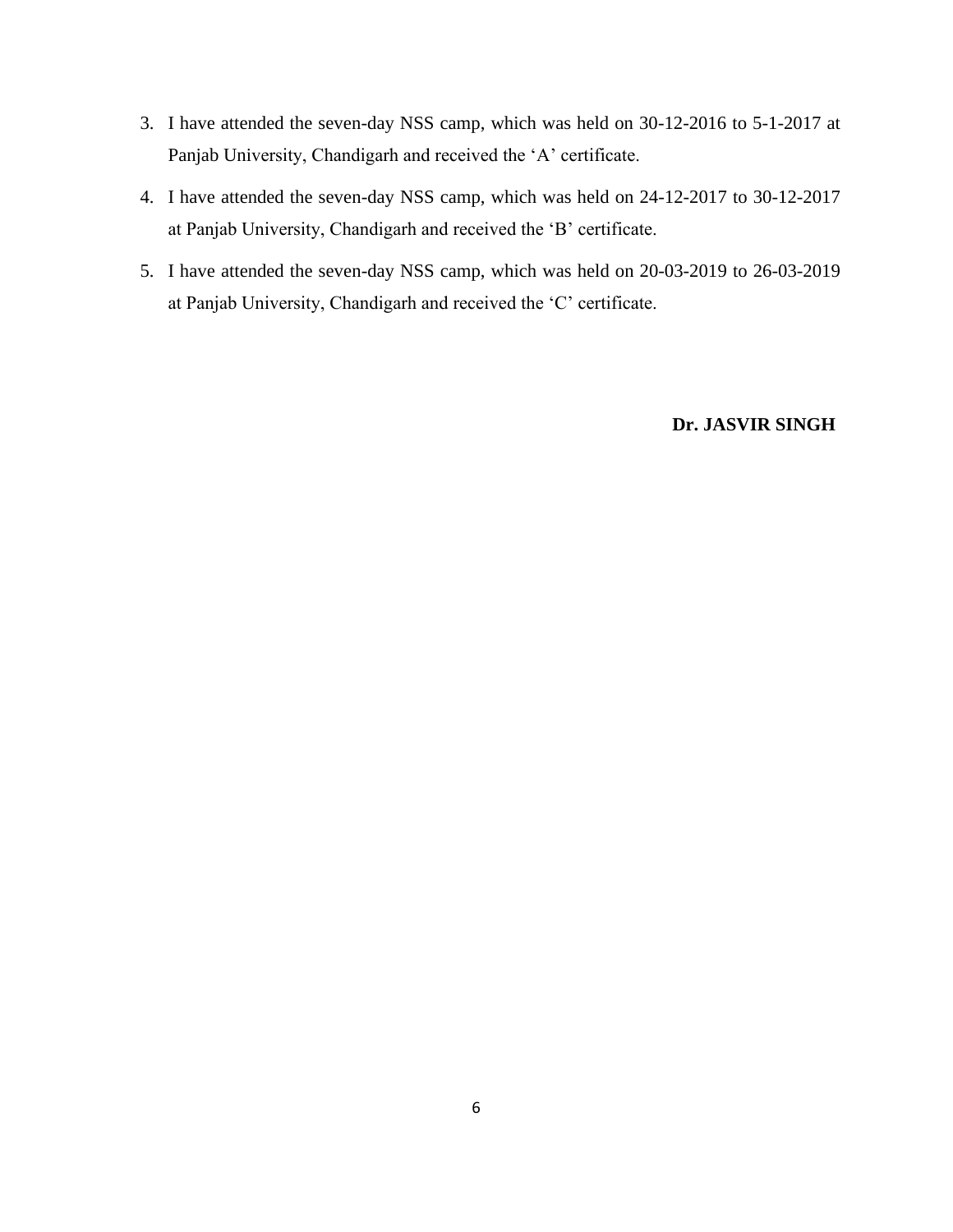3. I have attended the seven-day NSS camp, which was held on 30-12-2016 to 5-1-2017 at Panjab University, Chandigarh and received the ‘A’ certificate.
4. I have attended the seven-day NSS camp, which was held on 24-12-2017 to 30-12-2017 at Panjab University, Chandigarh and received the ‘B’ certificate.
5. I have attended the seven-day NSS camp, which was held on 20-03-2019 to 26-03-2019 at Panjab University, Chandigarh and received the ‘C’ certificate.

**Dr. JASVIR SINGH**